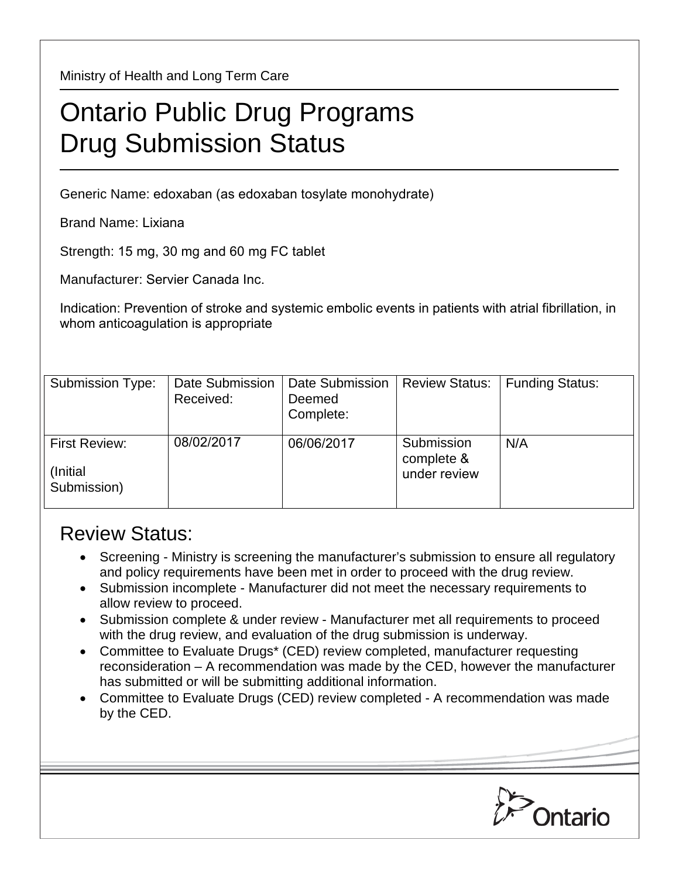Ministry of Health and Long Term Care

# Ontario Public Drug Programs
# Drug Submission Status

Generic Name: edoxaban (as edoxaban tosylate monohydrate)

Brand Name: Lixiana

Strength: 15 mg, 30 mg and 60 mg FC tablet

Manufacturer: Servier Canada Inc.

Indication: Prevention of stroke and systemic embolic events in patients with atrial fibrillation, in whom anticoagulation is appropriate

| Submission Type: | Date Submission Received: | Date Submission Deemed Complete: | Review Status: | Funding Status: |
|---|---|---|---|---|
| First Review: (Initial Submission) | 08/02/2017 | 06/06/2017 | Submission complete & under review | N/A |

## Review Status:

- Screening - Ministry is screening the manufacturer's submission to ensure all regulatory and policy requirements have been met in order to proceed with the drug review.
- Submission incomplete - Manufacturer did not meet the necessary requirements to allow review to proceed.
- Submission complete & under review - Manufacturer met all requirements to proceed with the drug review, and evaluation of the drug submission is underway.
- Committee to Evaluate Drugs* (CED) review completed, manufacturer requesting reconsideration – A recommendation was made by the CED, however the manufacturer has submitted or will be submitting additional information.
- Committee to Evaluate Drugs (CED) review completed - A recommendation was made by the CED.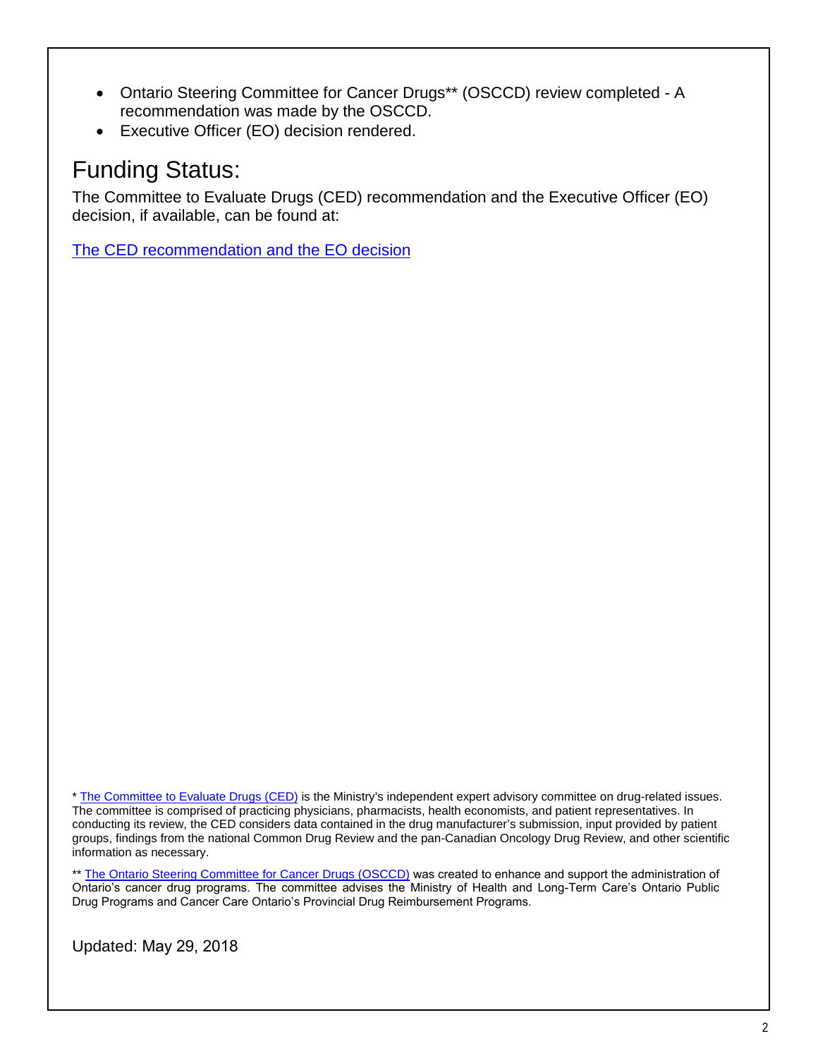- Ontario Steering Committee for Cancer Drugs** (OSCCD) review completed - A recommendation was made by the OSCCD.
- Executive Officer (EO) decision rendered.

# Funding Status:

The Committee to Evaluate Drugs (CED) recommendation and the Executive Officer (EO) decision, if available, can be found at:

[The CED recommendation and the EO decision]()

* [The Committee to Evaluate Drugs (CED)]() is the Ministry's independent expert advisory committee on drug-related issues. The committee is comprised of practicing physicians, pharmacists, health economists, and patient representatives. In conducting its review, the CED considers data contained in the drug manufacturer's submission, input provided by patient groups, findings from the national Common Drug Review and the pan-Canadian Oncology Drug Review, and other scientific information as necessary.

** [The Ontario Steering Committee for Cancer Drugs (OSCCD)]() was created to enhance and support the administration of Ontario's cancer drug programs. The committee advises the Ministry of Health and Long-Term Care's Ontario Public Drug Programs and Cancer Care Ontario's Provincial Drug Reimbursement Programs.

Updated: May 29, 2018